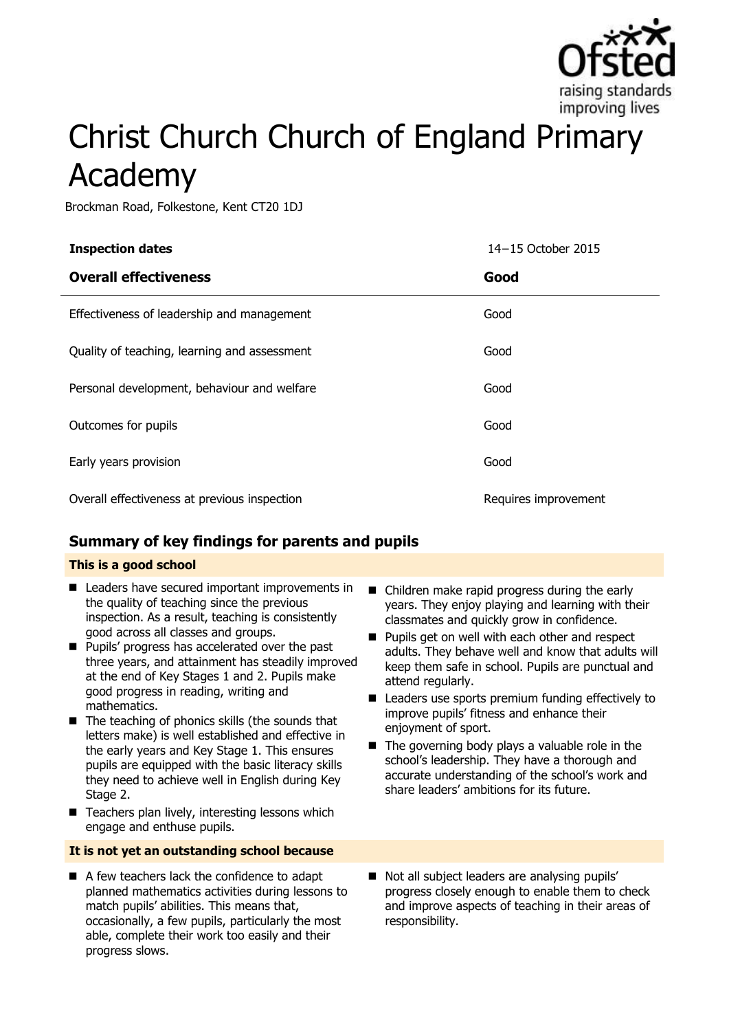# Christ Church Church of England Primary Academy

Brockman Road, Folkestone, Kent CT20 1DJ

| Inspection dates | 14–15 October 2015 |
|---|---|
| **Overall effectiveness** | **Good** |
| Effectiveness of leadership and management | Good |
| Quality of teaching, learning and assessment | Good |
| Personal development, behaviour and welfare | Good |
| Outcomes for pupils | Good |
| Early years provision | Good |
| Overall effectiveness at previous inspection | Requires improvement |

## Summary of key findings for parents and pupils

**This is a good school**

- Leaders have secured important improvements in the quality of teaching since the previous inspection. As a result, teaching is consistently good across all classes and groups.
- Pupils' progress has accelerated over the past three years, and attainment has steadily improved at the end of Key Stages 1 and 2. Pupils make good progress in reading, writing and mathematics.
- The teaching of phonics skills (the sounds that letters make) is well established and effective in the early years and Key Stage 1. This ensures pupils are equipped with the basic literacy skills they need to achieve well in English during Key Stage 2.
- Teachers plan lively, interesting lessons which engage and enthuse pupils.
- Children make rapid progress during the early years. They enjoy playing and learning with their classmates and quickly grow in confidence.
- Pupils get on well with each other and respect adults. They behave well and know that adults will keep them safe in school. Pupils are punctual and attend regularly.
- Leaders use sports premium funding effectively to improve pupils' fitness and enhance their enjoyment of sport.
- The governing body plays a valuable role in the school's leadership. They have a thorough and accurate understanding of the school's work and share leaders' ambitions for its future.

**It is not yet an outstanding school because**

- A few teachers lack the confidence to adapt planned mathematics activities during lessons to match pupils' abilities. This means that, occasionally, a few pupils, particularly the most able, complete their work too easily and their progress slows.
- Not all subject leaders are analysing pupils' progress closely enough to enable them to check and improve aspects of teaching in their areas of responsibility.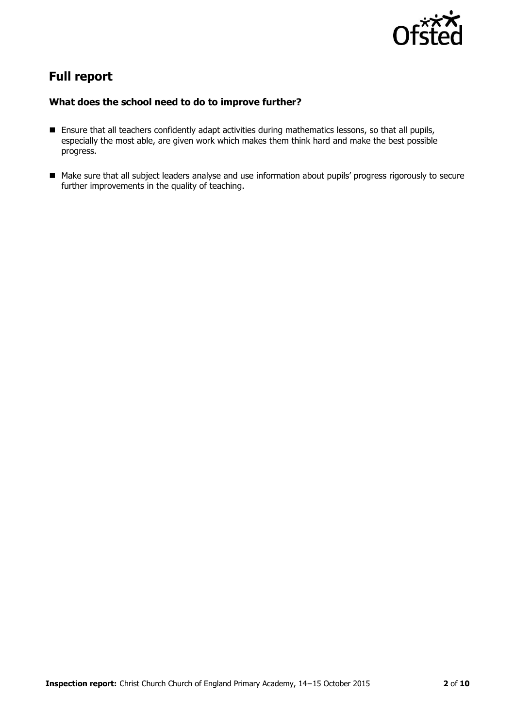## Full report

### What does the school need to do to improve further?

- Ensure that all teachers confidently adapt activities during mathematics lessons, so that all pupils, especially the most able, are given work which makes them think hard and make the best possible progress.
- Make sure that all subject leaders analyse and use information about pupils' progress rigorously to secure further improvements in the quality of teaching.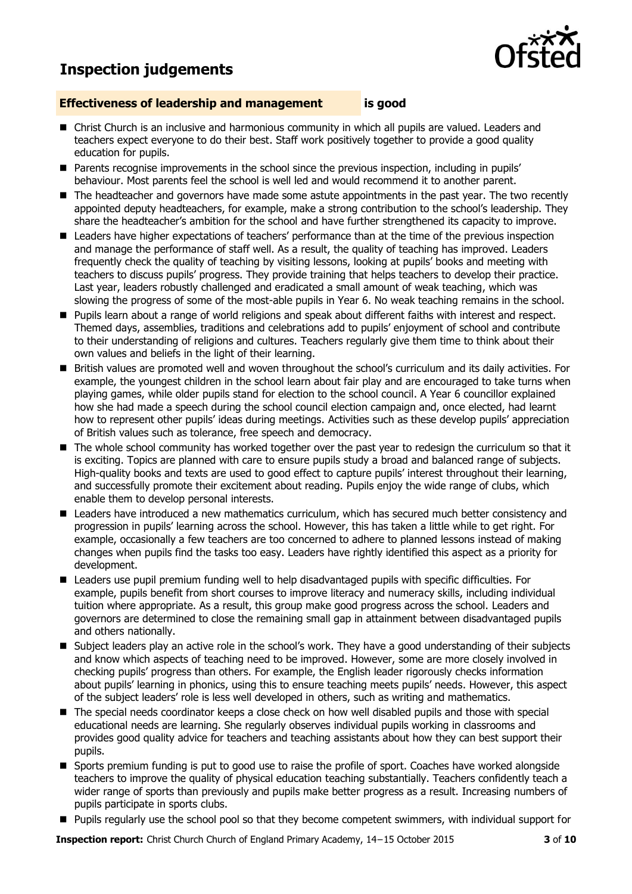# Inspection judgements

**Effectiveness of leadership and management is good**

- Christ Church is an inclusive and harmonious community in which all pupils are valued. Leaders and teachers expect everyone to do their best. Staff work positively together to provide a good quality education for pupils.
- Parents recognise improvements in the school since the previous inspection, including in pupils' behaviour. Most parents feel the school is well led and would recommend it to another parent.
- The headteacher and governors have made some astute appointments in the past year. The two recently appointed deputy headteachers, for example, make a strong contribution to the school's leadership. They share the headteacher's ambition for the school and have further strengthened its capacity to improve.
- Leaders have higher expectations of teachers' performance than at the time of the previous inspection and manage the performance of staff well. As a result, the quality of teaching has improved. Leaders frequently check the quality of teaching by visiting lessons, looking at pupils' books and meeting with teachers to discuss pupils' progress. They provide training that helps teachers to develop their practice. Last year, leaders robustly challenged and eradicated a small amount of weak teaching, which was slowing the progress of some of the most-able pupils in Year 6. No weak teaching remains in the school.
- Pupils learn about a range of world religions and speak about different faiths with interest and respect. Themed days, assemblies, traditions and celebrations add to pupils' enjoyment of school and contribute to their understanding of religions and cultures. Teachers regularly give them time to think about their own values and beliefs in the light of their learning.
- British values are promoted well and woven throughout the school's curriculum and its daily activities. For example, the youngest children in the school learn about fair play and are encouraged to take turns when playing games, while older pupils stand for election to the school council. A Year 6 councillor explained how she had made a speech during the school council election campaign and, once elected, had learnt how to represent other pupils' ideas during meetings. Activities such as these develop pupils' appreciation of British values such as tolerance, free speech and democracy.
- The whole school community has worked together over the past year to redesign the curriculum so that it is exciting. Topics are planned with care to ensure pupils study a broad and balanced range of subjects. High-quality books and texts are used to good effect to capture pupils' interest throughout their learning, and successfully promote their excitement about reading. Pupils enjoy the wide range of clubs, which enable them to develop personal interests.
- Leaders have introduced a new mathematics curriculum, which has secured much better consistency and progression in pupils' learning across the school. However, this has taken a little while to get right. For example, occasionally a few teachers are too concerned to adhere to planned lessons instead of making changes when pupils find the tasks too easy. Leaders have rightly identified this aspect as a priority for development.
- Leaders use pupil premium funding well to help disadvantaged pupils with specific difficulties. For example, pupils benefit from short courses to improve literacy and numeracy skills, including individual tuition where appropriate. As a result, this group make good progress across the school. Leaders and governors are determined to close the remaining small gap in attainment between disadvantaged pupils and others nationally.
- Subject leaders play an active role in the school's work. They have a good understanding of their subjects and know which aspects of teaching need to be improved. However, some are more closely involved in checking pupils' progress than others. For example, the English leader rigorously checks information about pupils' learning in phonics, using this to ensure teaching meets pupils' needs. However, this aspect of the subject leaders' role is less well developed in others, such as writing and mathematics.
- The special needs coordinator keeps a close check on how well disabled pupils and those with special educational needs are learning. She regularly observes individual pupils working in classrooms and provides good quality advice for teachers and teaching assistants about how they can best support their pupils.
- Sports premium funding is put to good use to raise the profile of sport. Coaches have worked alongside teachers to improve the quality of physical education teaching substantially. Teachers confidently teach a wider range of sports than previously and pupils make better progress as a result. Increasing numbers of pupils participate in sports clubs.
- Pupils regularly use the school pool so that they become competent swimmers, with individual support for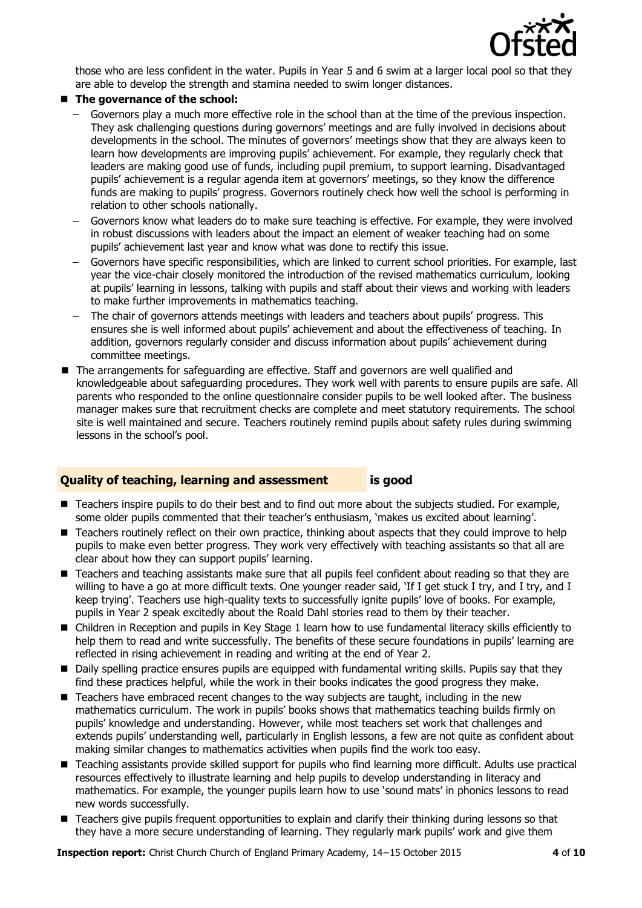those who are less confident in the water. Pupils in Year 5 and 6 swim at a larger local pool so that they are able to develop the strength and stamina needed to swim longer distances.

- **The governance of the school:**
  - Governors play a much more effective role in the school than at the time of the previous inspection. They ask challenging questions during governors' meetings and are fully involved in decisions about developments in the school. The minutes of governors' meetings show that they are always keen to learn how developments are improving pupils' achievement. For example, they regularly check that leaders are making good use of funds, including pupil premium, to support learning. Disadvantaged pupils' achievement is a regular agenda item at governors' meetings, so they know the difference funds are making to pupils' progress. Governors routinely check how well the school is performing in relation to other schools nationally.
  - Governors know what leaders do to make sure teaching is effective. For example, they were involved in robust discussions with leaders about the impact an element of weaker teaching had on some pupils' achievement last year and know what was done to rectify this issue.
  - Governors have specific responsibilities, which are linked to current school priorities. For example, last year the vice-chair closely monitored the introduction of the revised mathematics curriculum, looking at pupils' learning in lessons, talking with pupils and staff about their views and working with leaders to make further improvements in mathematics teaching.
  - The chair of governors attends meetings with leaders and teachers about pupils' progress. This ensures she is well informed about pupils' achievement and about the effectiveness of teaching. In addition, governors regularly consider and discuss information about pupils' achievement during committee meetings.
- The arrangements for safeguarding are effective. Staff and governors are well qualified and knowledgeable about safeguarding procedures. They work well with parents to ensure pupils are safe. All parents who responded to the online questionnaire consider pupils to be well looked after. The business manager makes sure that recruitment checks are complete and meet statutory requirements. The school site is well maintained and secure. Teachers routinely remind pupils about safety rules during swimming lessons in the school's pool.

## Quality of teaching, learning and assessment is good

- Teachers inspire pupils to do their best and to find out more about the subjects studied. For example, some older pupils commented that their teacher's enthusiasm, 'makes us excited about learning'.
- Teachers routinely reflect on their own practice, thinking about aspects that they could improve to help pupils to make even better progress. They work very effectively with teaching assistants so that all are clear about how they can support pupils' learning.
- Teachers and teaching assistants make sure that all pupils feel confident about reading so that they are willing to have a go at more difficult texts. One younger reader said, 'If I get stuck I try, and I try, and I keep trying'. Teachers use high-quality texts to successfully ignite pupils' love of books. For example, pupils in Year 2 speak excitedly about the Roald Dahl stories read to them by their teacher.
- Children in Reception and pupils in Key Stage 1 learn how to use fundamental literacy skills efficiently to help them to read and write successfully. The benefits of these secure foundations in pupils' learning are reflected in rising achievement in reading and writing at the end of Year 2.
- Daily spelling practice ensures pupils are equipped with fundamental writing skills. Pupils say that they find these practices helpful, while the work in their books indicates the good progress they make.
- Teachers have embraced recent changes to the way subjects are taught, including in the new mathematics curriculum. The work in pupils' books shows that mathematics teaching builds firmly on pupils' knowledge and understanding. However, while most teachers set work that challenges and extends pupils' understanding well, particularly in English lessons, a few are not quite as confident about making similar changes to mathematics activities when pupils find the work too easy.
- Teaching assistants provide skilled support for pupils who find learning more difficult. Adults use practical resources effectively to illustrate learning and help pupils to develop understanding in literacy and mathematics. For example, the younger pupils learn how to use 'sound mats' in phonics lessons to read new words successfully.
- Teachers give pupils frequent opportunities to explain and clarify their thinking during lessons so that they have a more secure understanding of learning. They regularly mark pupils' work and give them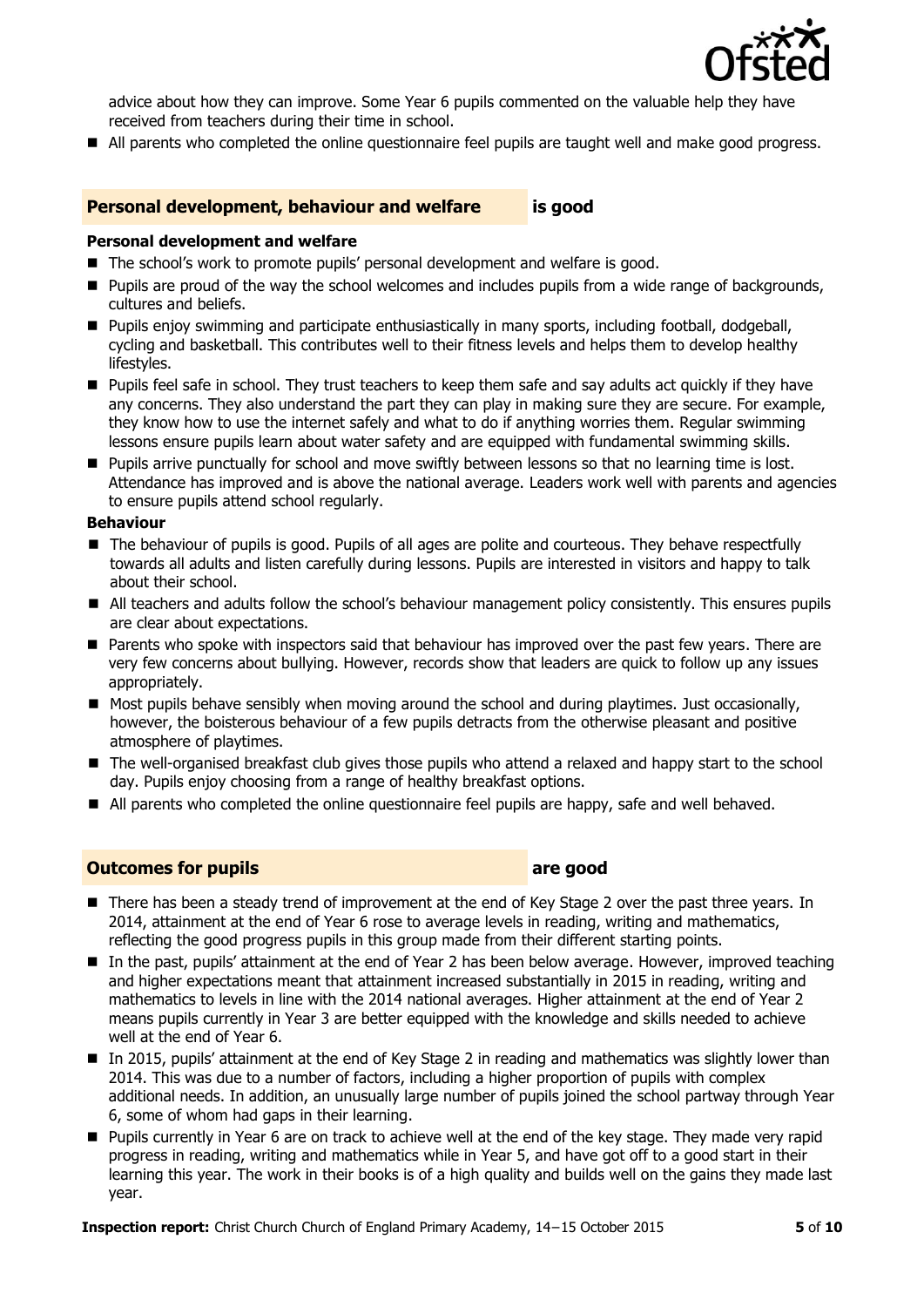advice about how they can improve. Some Year 6 pupils commented on the valuable help they have received from teachers during their time in school.

- All parents who completed the online questionnaire feel pupils are taught well and make good progress.

## Personal development, behaviour and welfare is good

### Personal development and welfare

- The school's work to promote pupils' personal development and welfare is good.
- Pupils are proud of the way the school welcomes and includes pupils from a wide range of backgrounds, cultures and beliefs.
- Pupils enjoy swimming and participate enthusiastically in many sports, including football, dodgeball, cycling and basketball. This contributes well to their fitness levels and helps them to develop healthy lifestyles.
- Pupils feel safe in school. They trust teachers to keep them safe and say adults act quickly if they have any concerns. They also understand the part they can play in making sure they are secure. For example, they know how to use the internet safely and what to do if anything worries them. Regular swimming lessons ensure pupils learn about water safety and are equipped with fundamental swimming skills.
- Pupils arrive punctually for school and move swiftly between lessons so that no learning time is lost. Attendance has improved and is above the national average. Leaders work well with parents and agencies to ensure pupils attend school regularly.

### Behaviour

- The behaviour of pupils is good. Pupils of all ages are polite and courteous. They behave respectfully towards all adults and listen carefully during lessons. Pupils are interested in visitors and happy to talk about their school.
- All teachers and adults follow the school's behaviour management policy consistently. This ensures pupils are clear about expectations.
- Parents who spoke with inspectors said that behaviour has improved over the past few years. There are very few concerns about bullying. However, records show that leaders are quick to follow up any issues appropriately.
- Most pupils behave sensibly when moving around the school and during playtimes. Just occasionally, however, the boisterous behaviour of a few pupils detracts from the otherwise pleasant and positive atmosphere of playtimes.
- The well-organised breakfast club gives those pupils who attend a relaxed and happy start to the school day. Pupils enjoy choosing from a range of healthy breakfast options.
- All parents who completed the online questionnaire feel pupils are happy, safe and well behaved.

## Outcomes for pupils are good

- There has been a steady trend of improvement at the end of Key Stage 2 over the past three years. In 2014, attainment at the end of Year 6 rose to average levels in reading, writing and mathematics, reflecting the good progress pupils in this group made from their different starting points.
- In the past, pupils' attainment at the end of Year 2 has been below average. However, improved teaching and higher expectations meant that attainment increased substantially in 2015 in reading, writing and mathematics to levels in line with the 2014 national averages. Higher attainment at the end of Year 2 means pupils currently in Year 3 are better equipped with the knowledge and skills needed to achieve well at the end of Year 6.
- In 2015, pupils' attainment at the end of Key Stage 2 in reading and mathematics was slightly lower than 2014. This was due to a number of factors, including a higher proportion of pupils with complex additional needs. In addition, an unusually large number of pupils joined the school partway through Year 6, some of whom had gaps in their learning.
- Pupils currently in Year 6 are on track to achieve well at the end of the key stage. They made very rapid progress in reading, writing and mathematics while in Year 5, and have got off to a good start in their learning this year. The work in their books is of a high quality and builds well on the gains they made last year.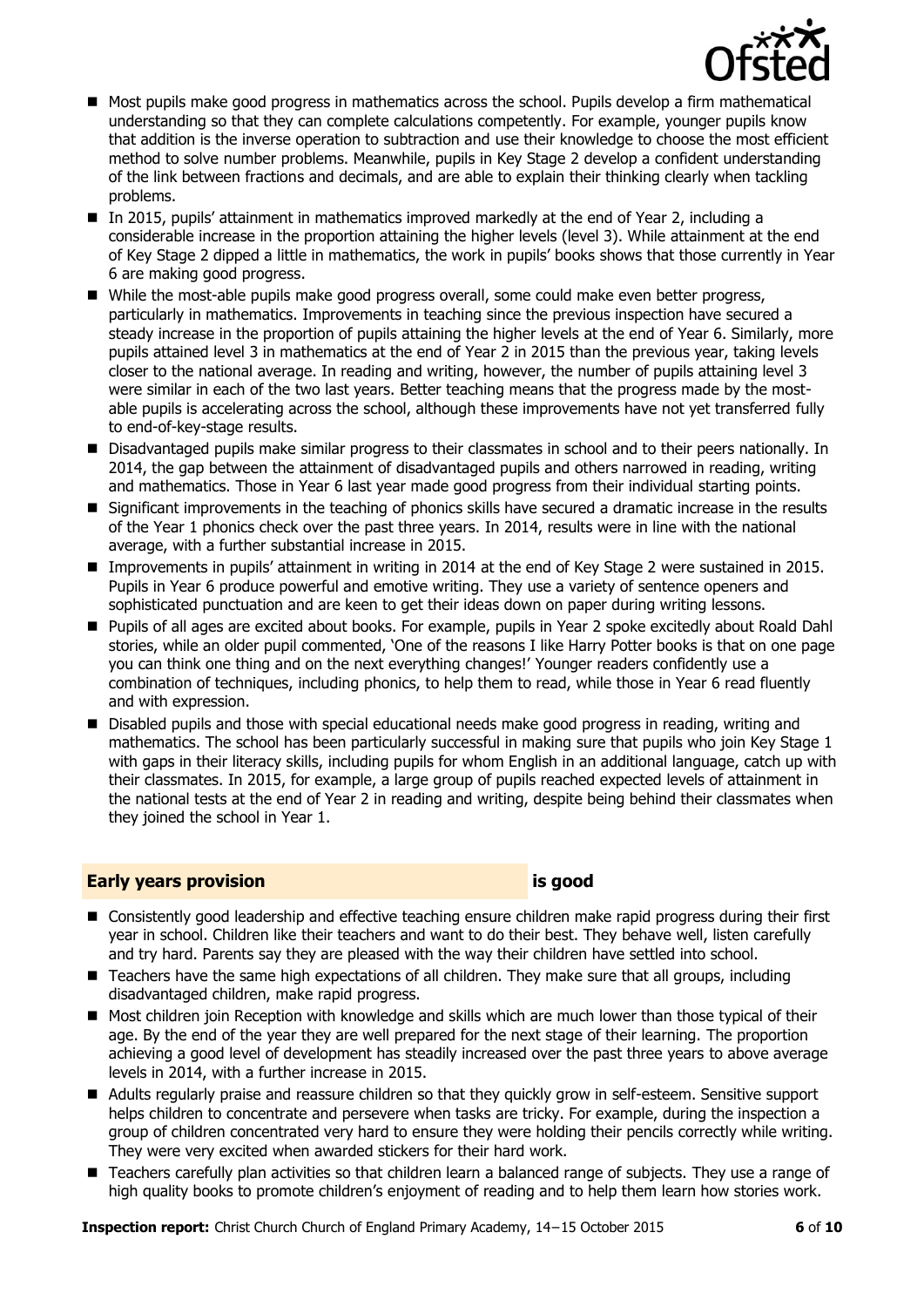- Most pupils make good progress in mathematics across the school. Pupils develop a firm mathematical understanding so that they can complete calculations competently. For example, younger pupils know that addition is the inverse operation to subtraction and use their knowledge to choose the most efficient method to solve number problems. Meanwhile, pupils in Key Stage 2 develop a confident understanding of the link between fractions and decimals, and are able to explain their thinking clearly when tackling problems.
- In 2015, pupils' attainment in mathematics improved markedly at the end of Year 2, including a considerable increase in the proportion attaining the higher levels (level 3). While attainment at the end of Key Stage 2 dipped a little in mathematics, the work in pupils' books shows that those currently in Year 6 are making good progress.
- While the most-able pupils make good progress overall, some could make even better progress, particularly in mathematics. Improvements in teaching since the previous inspection have secured a steady increase in the proportion of pupils attaining the higher levels at the end of Year 6. Similarly, more pupils attained level 3 in mathematics at the end of Year 2 in 2015 than the previous year, taking levels closer to the national average. In reading and writing, however, the number of pupils attaining level 3 were similar in each of the two last years. Better teaching means that the progress made by the most-able pupils is accelerating across the school, although these improvements have not yet transferred fully to end-of-key-stage results.
- Disadvantaged pupils make similar progress to their classmates in school and to their peers nationally. In 2014, the gap between the attainment of disadvantaged pupils and others narrowed in reading, writing and mathematics. Those in Year 6 last year made good progress from their individual starting points.
- Significant improvements in the teaching of phonics skills have secured a dramatic increase in the results of the Year 1 phonics check over the past three years. In 2014, results were in line with the national average, with a further substantial increase in 2015.
- Improvements in pupils' attainment in writing in 2014 at the end of Key Stage 2 were sustained in 2015. Pupils in Year 6 produce powerful and emotive writing. They use a variety of sentence openers and sophisticated punctuation and are keen to get their ideas down on paper during writing lessons.
- Pupils of all ages are excited about books. For example, pupils in Year 2 spoke excitedly about Roald Dahl stories, while an older pupil commented, 'One of the reasons I like Harry Potter books is that on one page you can think one thing and on the next everything changes!' Younger readers confidently use a combination of techniques, including phonics, to help them to read, while those in Year 6 read fluently and with expression.
- Disabled pupils and those with special educational needs make good progress in reading, writing and mathematics. The school has been particularly successful in making sure that pupils who join Key Stage 1 with gaps in their literacy skills, including pupils for whom English in an additional language, catch up with their classmates. In 2015, for example, a large group of pupils reached expected levels of attainment in the national tests at the end of Year 2 in reading and writing, despite being behind their classmates when they joined the school in Year 1.

## Early years provision — is good

- Consistently good leadership and effective teaching ensure children make rapid progress during their first year in school. Children like their teachers and want to do their best. They behave well, listen carefully and try hard. Parents say they are pleased with the way their children have settled into school.
- Teachers have the same high expectations of all children. They make sure that all groups, including disadvantaged children, make rapid progress.
- Most children join Reception with knowledge and skills which are much lower than those typical of their age. By the end of the year they are well prepared for the next stage of their learning. The proportion achieving a good level of development has steadily increased over the past three years to above average levels in 2014, with a further increase in 2015.
- Adults regularly praise and reassure children so that they quickly grow in self-esteem. Sensitive support helps children to concentrate and persevere when tasks are tricky. For example, during the inspection a group of children concentrated very hard to ensure they were holding their pencils correctly while writing. They were very excited when awarded stickers for their hard work.
- Teachers carefully plan activities so that children learn a balanced range of subjects. They use a range of high quality books to promote children's enjoyment of reading and to help them learn how stories work.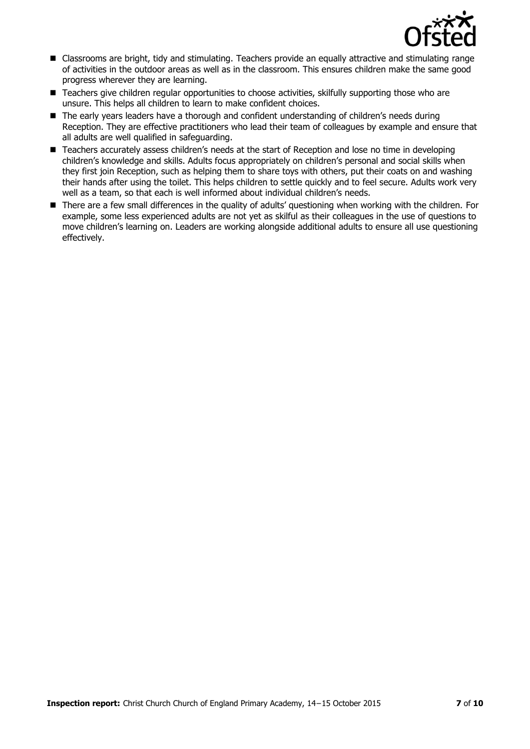- Classrooms are bright, tidy and stimulating. Teachers provide an equally attractive and stimulating range of activities in the outdoor areas as well as in the classroom. This ensures children make the same good progress wherever they are learning.
- Teachers give children regular opportunities to choose activities, skilfully supporting those who are unsure. This helps all children to learn to make confident choices.
- The early years leaders have a thorough and confident understanding of children's needs during Reception. They are effective practitioners who lead their team of colleagues by example and ensure that all adults are well qualified in safeguarding.
- Teachers accurately assess children's needs at the start of Reception and lose no time in developing children's knowledge and skills. Adults focus appropriately on children's personal and social skills when they first join Reception, such as helping them to share toys with others, put their coats on and washing their hands after using the toilet. This helps children to settle quickly and to feel secure. Adults work very well as a team, so that each is well informed about individual children's needs.
- There are a few small differences in the quality of adults' questioning when working with the children. For example, some less experienced adults are not yet as skilful as their colleagues in the use of questions to move children's learning on. Leaders are working alongside additional adults to ensure all use questioning effectively.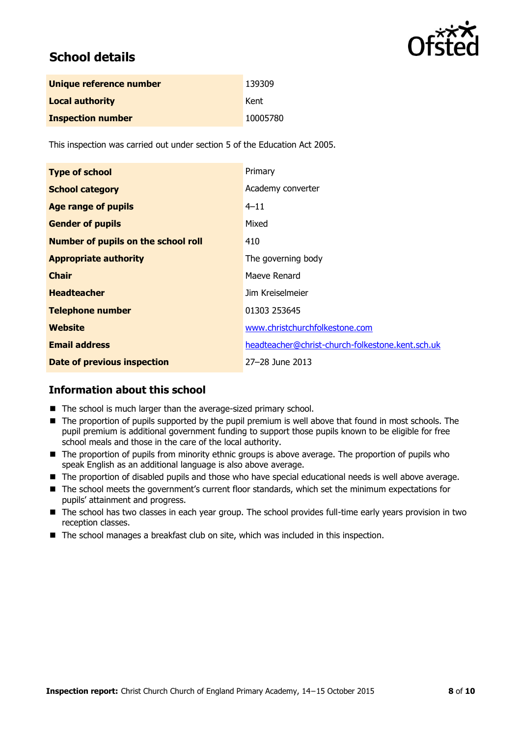## School details

| Unique reference number | 139309 |
| --- | --- |
| Local authority | Kent |
| Inspection number | 10005780 |

This inspection was carried out under section 5 of the Education Act 2005.

| Type of school | Primary |
| --- | --- |
| School category | Academy converter |
| Age range of pupils | 4–11 |
| Gender of pupils | Mixed |
| Number of pupils on the school roll | 410 |
| Appropriate authority | The governing body |
| Chair | Maeve Renard |
| Headteacher | Jim Kreiselmeier |
| Telephone number | 01303 253645 |
| Website | www.christchurchfolkestone.com |
| Email address | headteacher@christ-church-folkestone.kent.sch.uk |
| Date of previous inspection | 27–28 June 2013 |

## Information about this school

- The school is much larger than the average-sized primary school.
- The proportion of pupils supported by the pupil premium is well above that found in most schools. The pupil premium is additional government funding to support those pupils known to be eligible for free school meals and those in the care of the local authority.
- The proportion of pupils from minority ethnic groups is above average. The proportion of pupils who speak English as an additional language is also above average.
- The proportion of disabled pupils and those who have special educational needs is well above average.
- The school meets the government's current floor standards, which set the minimum expectations for pupils' attainment and progress.
- The school has two classes in each year group. The school provides full-time early years provision in two reception classes.
- The school manages a breakfast club on site, which was included in this inspection.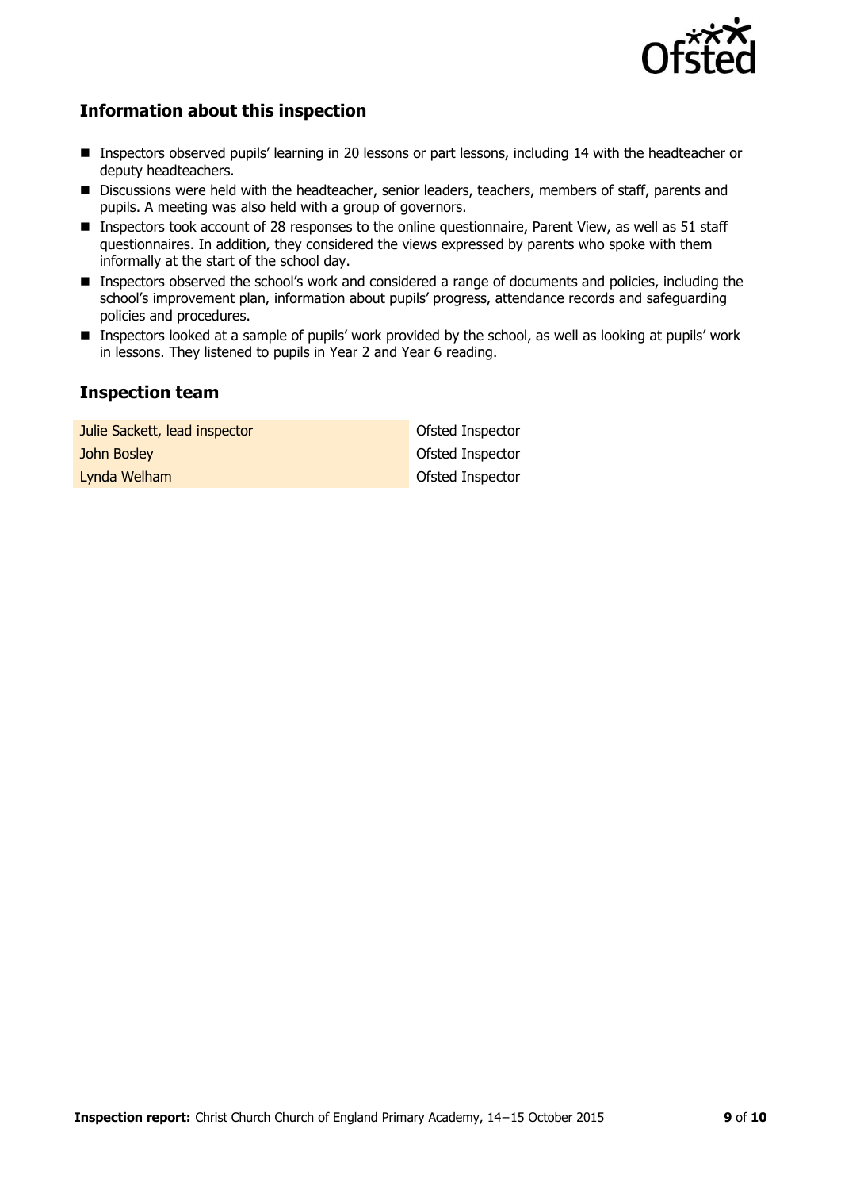## Information about this inspection

- Inspectors observed pupils' learning in 20 lessons or part lessons, including 14 with the headteacher or deputy headteachers.
- Discussions were held with the headteacher, senior leaders, teachers, members of staff, parents and pupils. A meeting was also held with a group of governors.
- Inspectors took account of 28 responses to the online questionnaire, Parent View, as well as 51 staff questionnaires. In addition, they considered the views expressed by parents who spoke with them informally at the start of the school day.
- Inspectors observed the school's work and considered a range of documents and policies, including the school's improvement plan, information about pupils' progress, attendance records and safeguarding policies and procedures.
- Inspectors looked at a sample of pupils' work provided by the school, as well as looking at pupils' work in lessons. They listened to pupils in Year 2 and Year 6 reading.

## Inspection team

| | |
|---|---|
| Julie Sackett, lead inspector | Ofsted Inspector |
| John Bosley | Ofsted Inspector |
| Lynda Welham | Ofsted Inspector |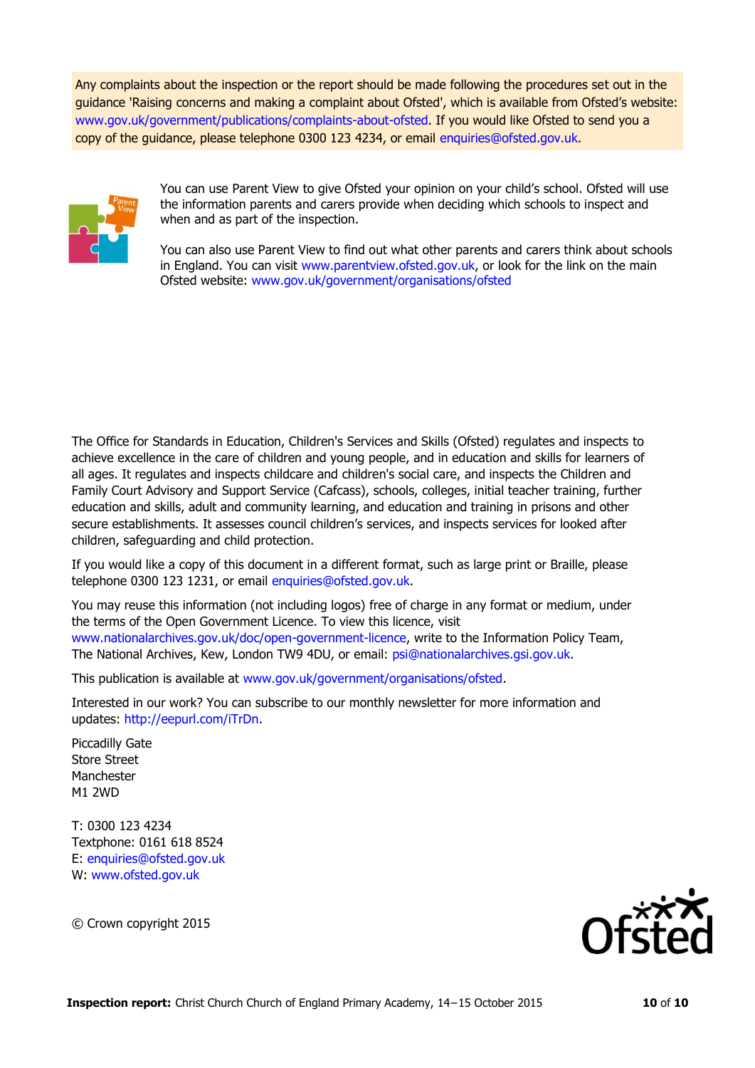Any complaints about the inspection or the report should be made following the procedures set out in the guidance 'Raising concerns and making a complaint about Ofsted', which is available from Ofsted's website: www.gov.uk/government/publications/complaints-about-ofsted. If you would like Ofsted to send you a copy of the guidance, please telephone 0300 123 4234, or email enquiries@ofsted.gov.uk.

You can use Parent View to give Ofsted your opinion on your child's school. Ofsted will use the information parents and carers provide when deciding which schools to inspect and when and as part of the inspection.

You can also use Parent View to find out what other parents and carers think about schools in England. You can visit www.parentview.ofsted.gov.uk, or look for the link on the main Ofsted website: www.gov.uk/government/organisations/ofsted

The Office for Standards in Education, Children's Services and Skills (Ofsted) regulates and inspects to achieve excellence in the care of children and young people, and in education and skills for learners of all ages. It regulates and inspects childcare and children's social care, and inspects the Children and Family Court Advisory and Support Service (Cafcass), schools, colleges, initial teacher training, further education and skills, adult and community learning, and education and training in prisons and other secure establishments. It assesses council children's services, and inspects services for looked after children, safeguarding and child protection.

If you would like a copy of this document in a different format, such as large print or Braille, please telephone 0300 123 1231, or email enquiries@ofsted.gov.uk.

You may reuse this information (not including logos) free of charge in any format or medium, under the terms of the Open Government Licence. To view this licence, visit www.nationalarchives.gov.uk/doc/open-government-licence, write to the Information Policy Team, The National Archives, Kew, London TW9 4DU, or email: psi@nationalarchives.gsi.gov.uk.

This publication is available at www.gov.uk/government/organisations/ofsted.

Interested in our work? You can subscribe to our monthly newsletter for more information and updates: http://eepurl.com/iTrDn.

Piccadilly Gate
Store Street
Manchester
M1 2WD

T: 0300 123 4234
Textphone: 0161 618 8524
E: enquiries@ofsted.gov.uk
W: www.ofsted.gov.uk

© Crown copyright 2015